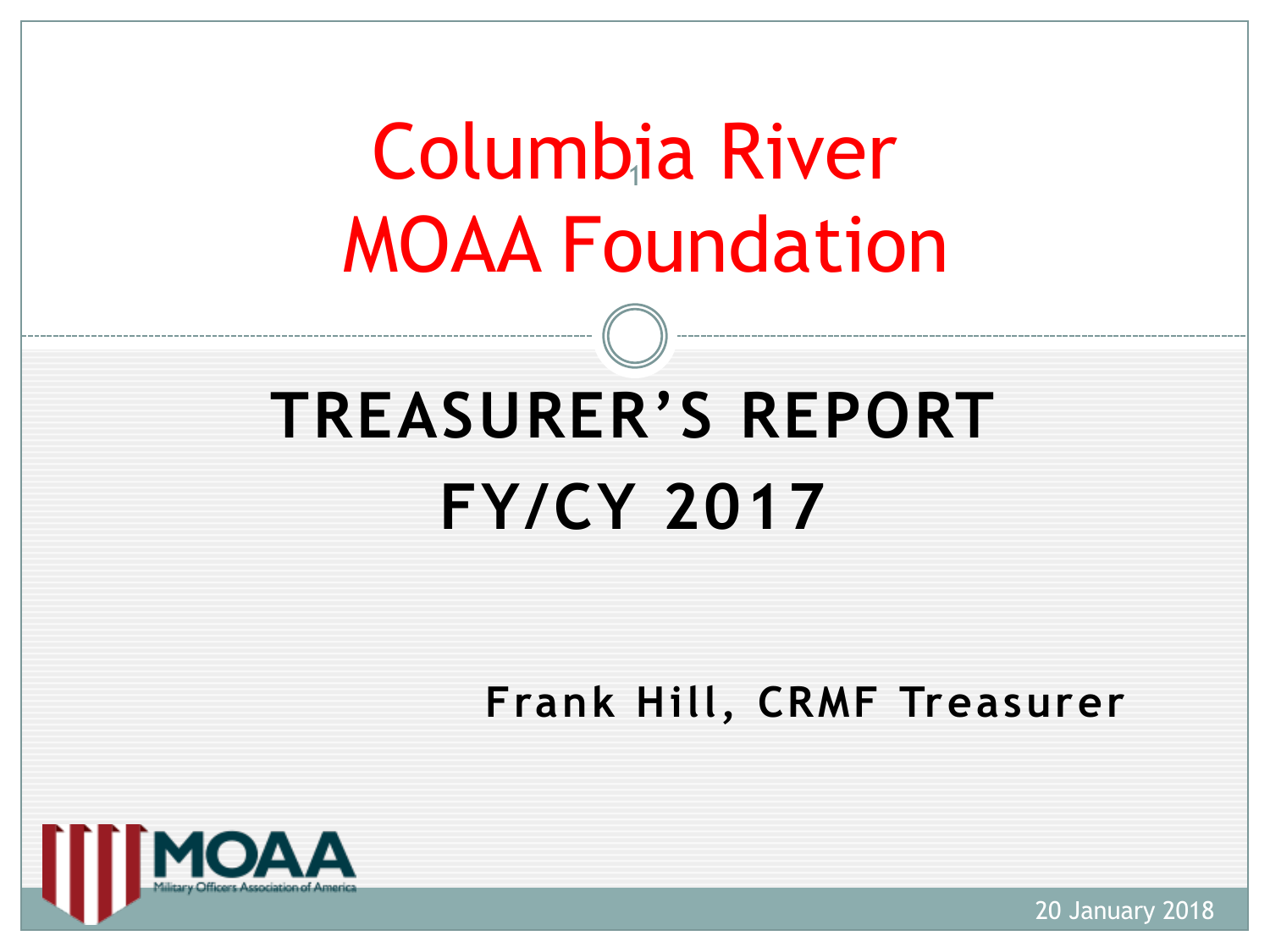# Columbia River MOAA Foundation

## TREASURER'S REPORT FY/CY 2017

**Frank Hill, CRMF Treasurer**

MOAA
Military Officers Association of America

20 January 2018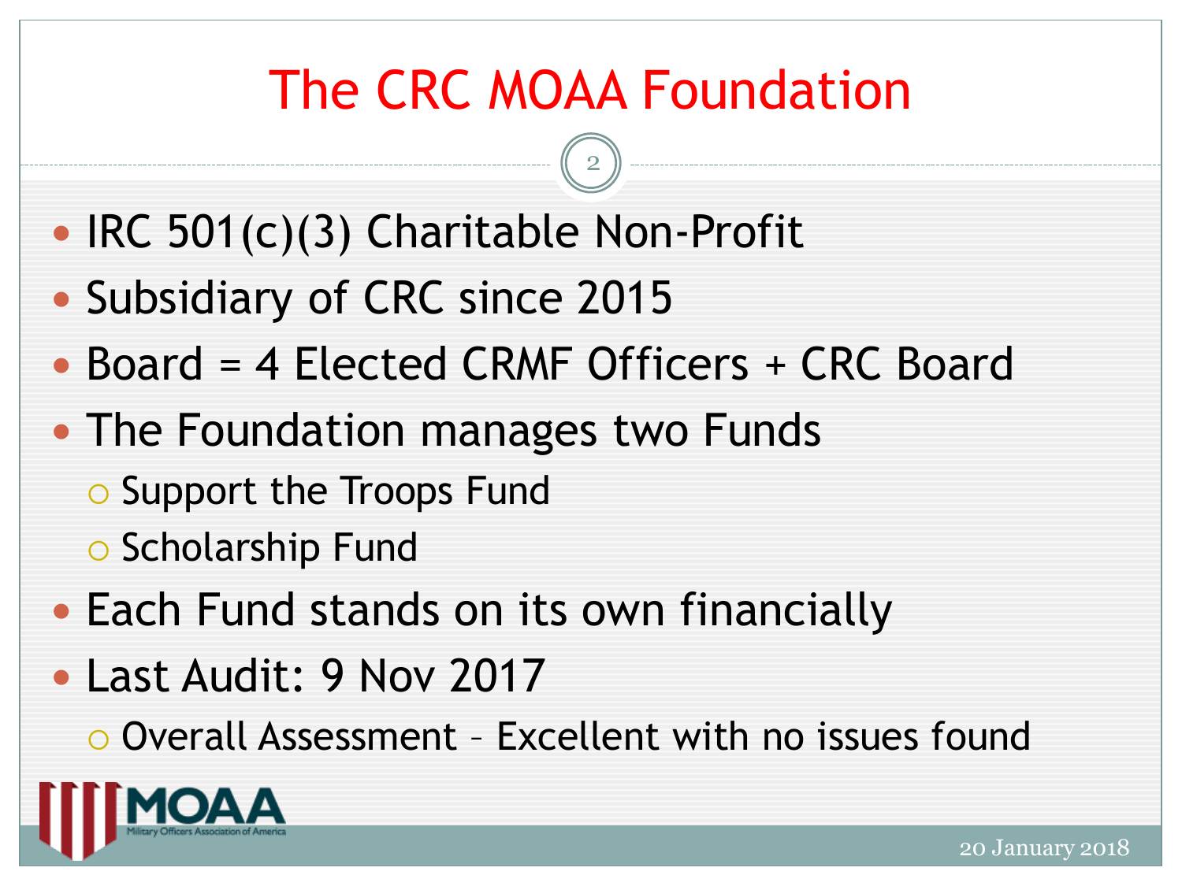# The CRC MOAA Foundation

- IRC 501(c)(3) Charitable Non-Profit
- Subsidiary of CRC since 2015
- Board = 4 Elected CRMF Officers + CRC Board
- The Foundation manages two Funds
  - Support the Troops Fund
  - Scholarship Fund
- Each Fund stands on its own financially
- Last Audit: 9 Nov 2017
  - Overall Assessment – Excellent with no issues found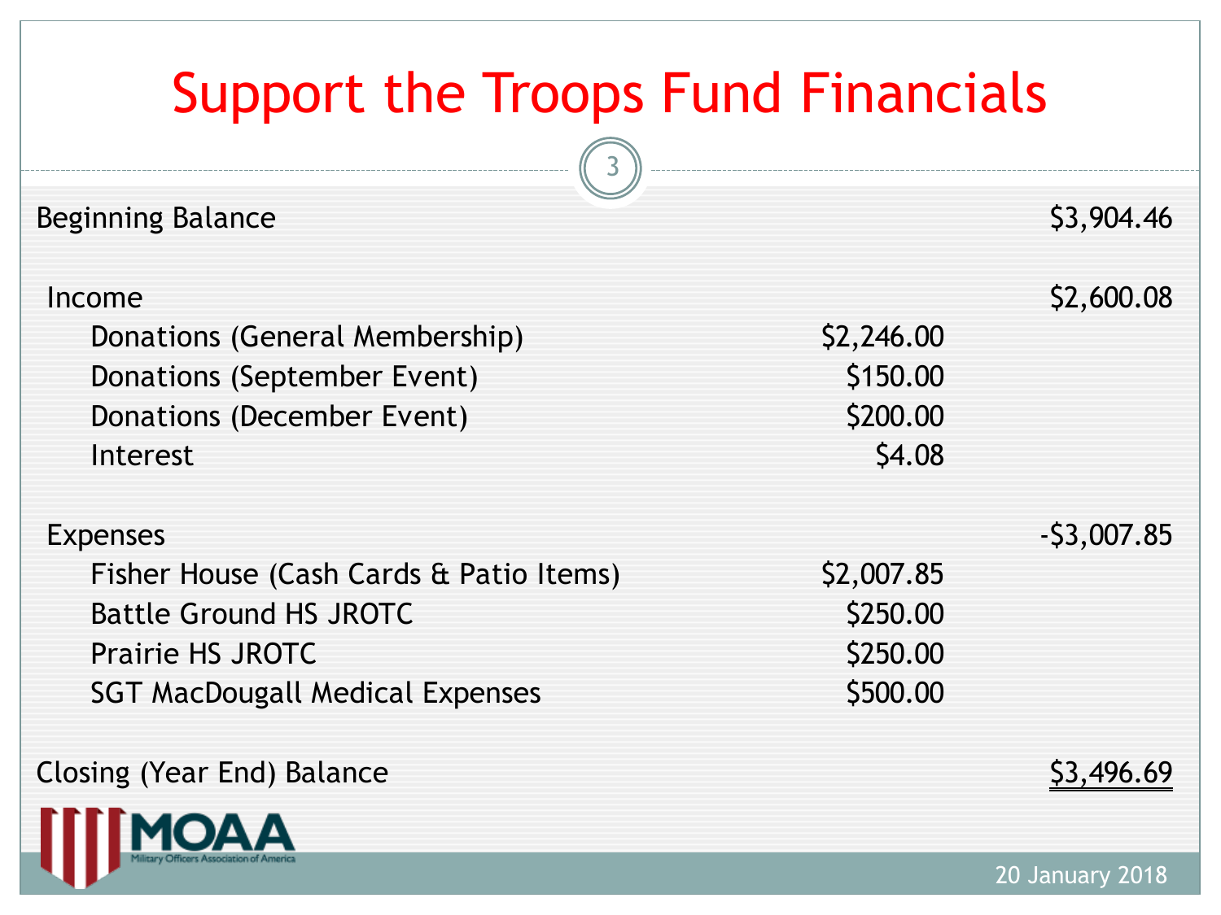# Support the Troops Fund Financials

| | | |
|---|---|---|
| Beginning Balance | | $3,904.46 |
| | | |
| Income | | $2,600.08 |
| Donations (General Membership) | $2,246.00 | |
| Donations (September Event) | $150.00 | |
| Donations (December Event) | $200.00 | |
| Interest | $4.08 | |
| | | |
| Expenses | | -$3,007.85 |
| Fisher House (Cash Cards & Patio Items) | $2,007.85 | |
| Battle Ground HS JROTC | $250.00 | |
| Prairie HS JROTC | $250.00 | |
| SGT MacDougall Medical Expenses | $500.00 | |
| | | |
| Closing (Year End) Balance | | $3,496.69 |

MOAA Military Officers Association of America

20 January 2018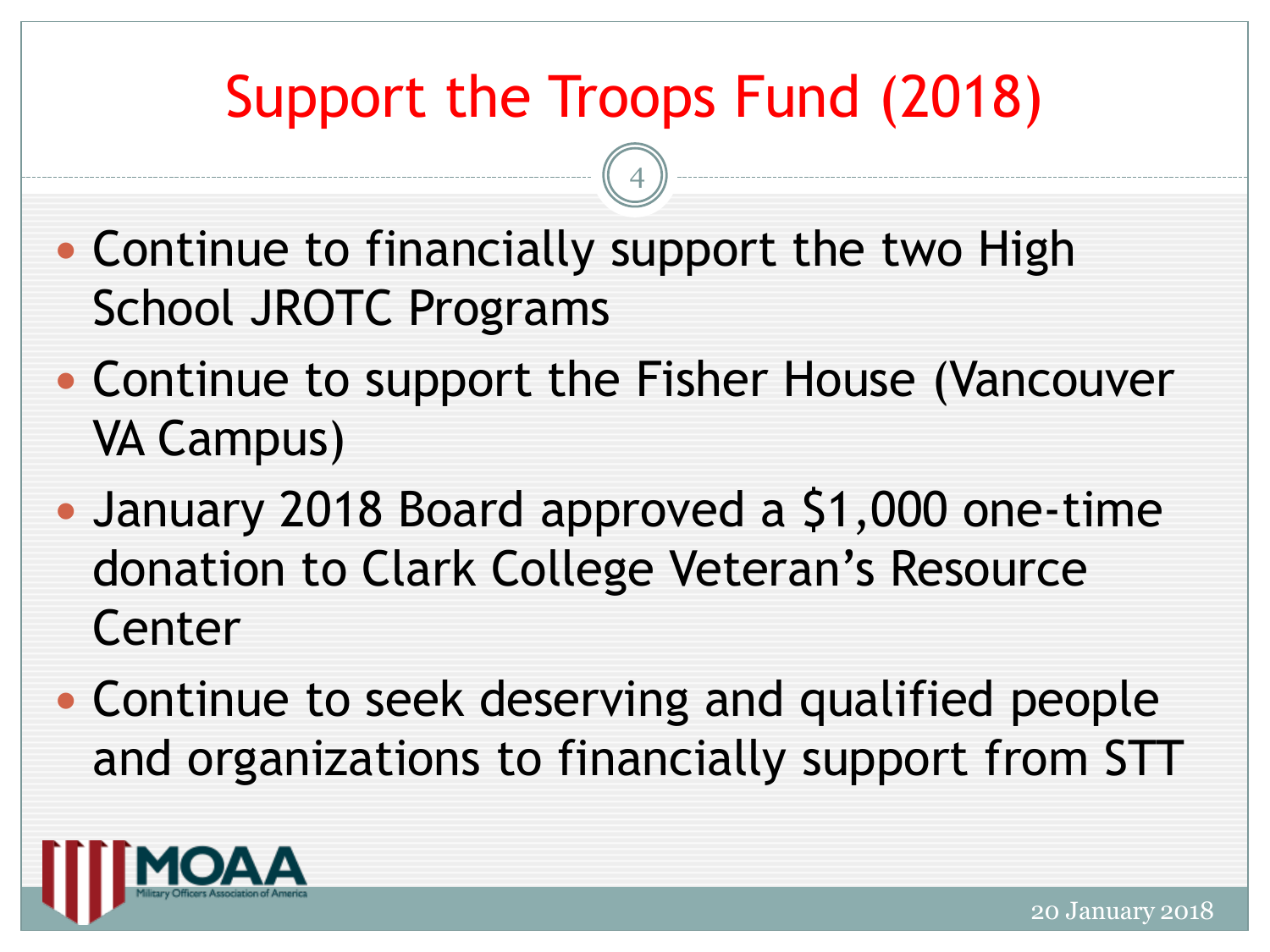# Support the Troops Fund (2018)

- Continue to financially support the two High School JROTC Programs
- Continue to support the Fisher House (Vancouver VA Campus)
- January 2018 Board approved a $1,000 one-time donation to Clark College Veteran's Resource Center
- Continue to seek deserving and qualified people and organizations to financially support from STT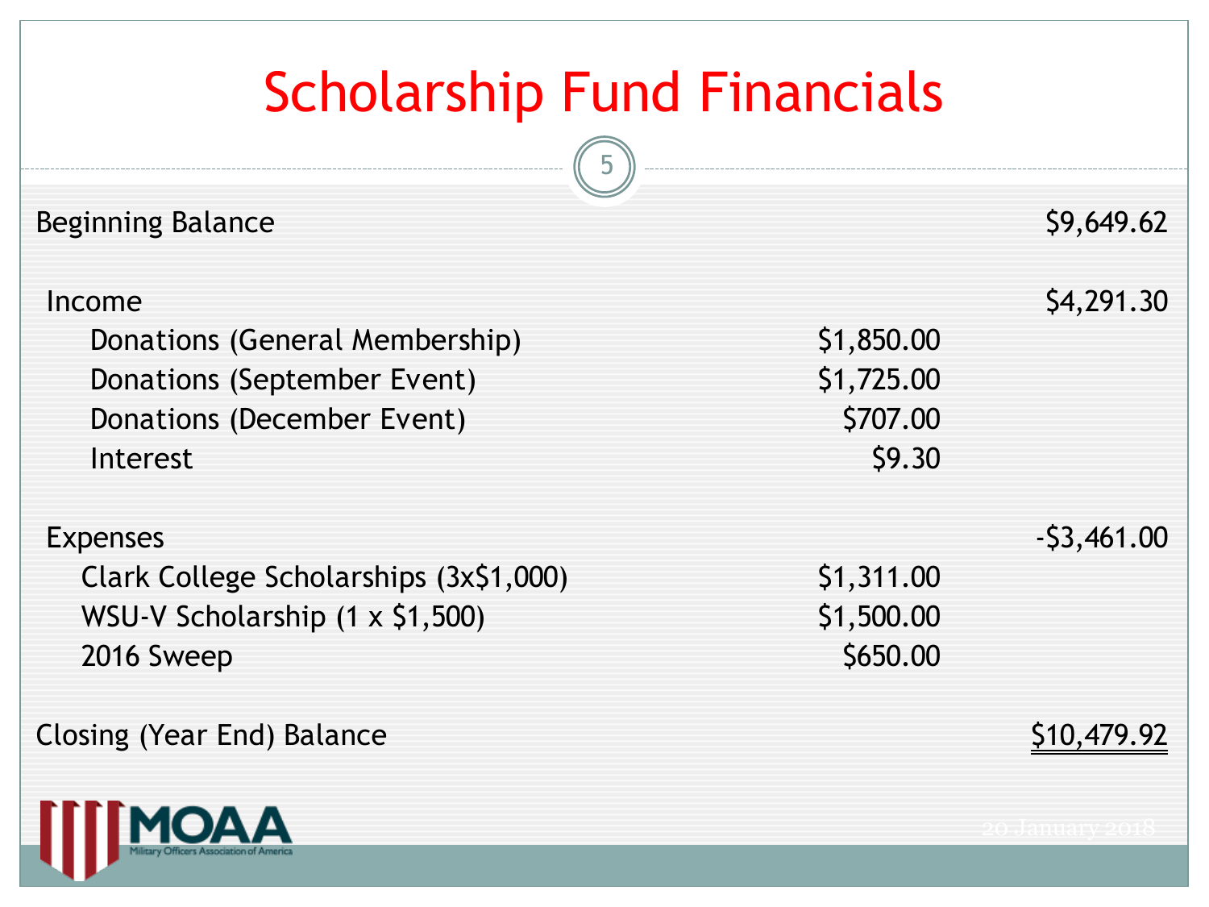# Scholarship Fund Financials

| | | |
|---|---|---|
| Beginning Balance | | $9,649.62 |
| | | |
| Income | | $4,291.30 |
| Donations (General Membership) | $1,850.00 | |
| Donations (September Event) | $1,725.00 | |
| Donations (December Event) | $707.00 | |
| Interest | $9.30 | |
| | | |
| Expenses | | -$3,461.00 |
| Clark College Scholarships (3x$1,000) | $1,311.00 | |
| WSU-V Scholarship (1 x $1,500) | $1,500.00 | |
| 2016 Sweep | $650.00 | |
| | | |
| Closing (Year End) Balance | | $10,479.92 |

MOAA Military Officers Association of America

20 January 2018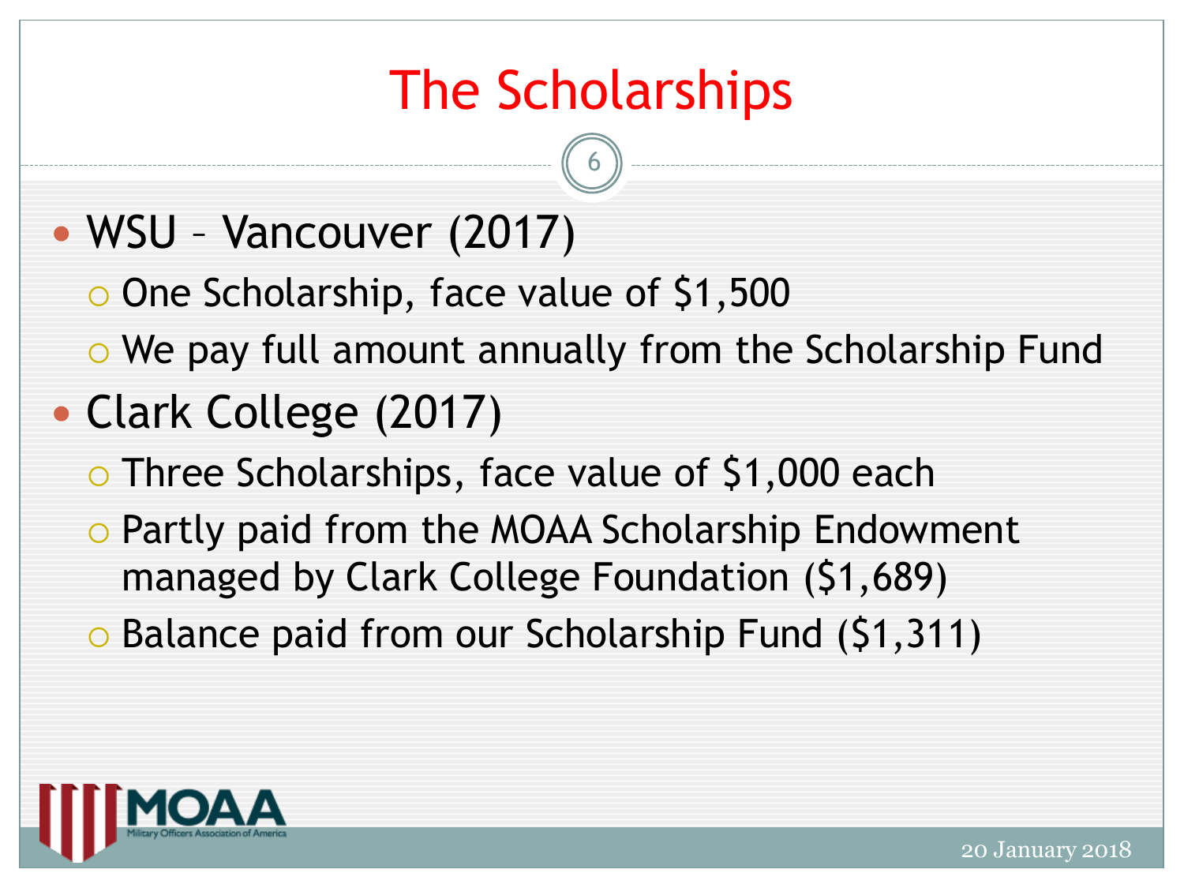# The Scholarships

- WSU – Vancouver (2017)
  - One Scholarship, face value of $1,500
  - We pay full amount annually from the Scholarship Fund
- Clark College (2017)
  - Three Scholarships, face value of $1,000 each
  - Partly paid from the MOAA Scholarship Endowment managed by Clark College Foundation ($1,689)
  - Balance paid from our Scholarship Fund ($1,311)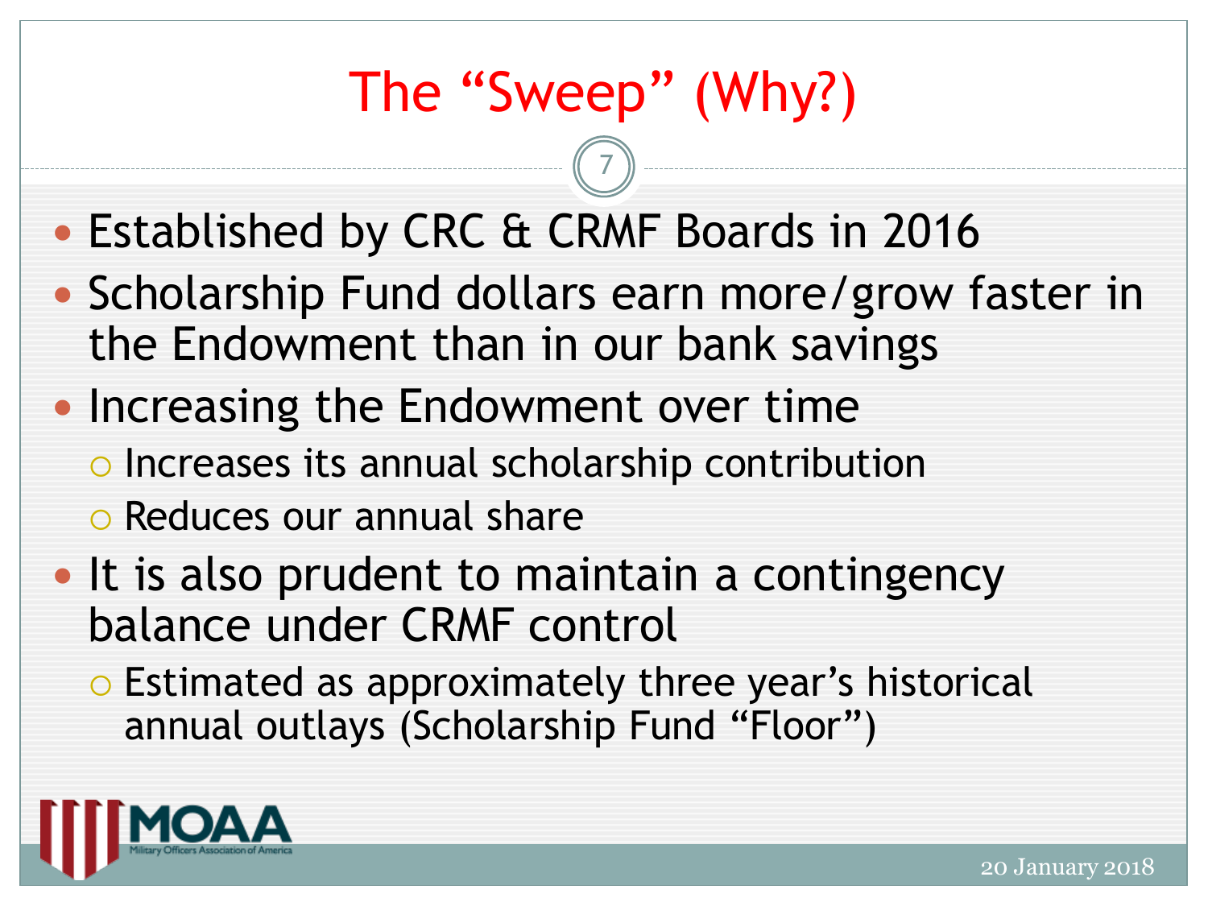# The "Sweep" (Why?)

- Established by CRC & CRMF Boards in 2016
- Scholarship Fund dollars earn more/grow faster in the Endowment than in our bank savings
- Increasing the Endowment over time
  - Increases its annual scholarship contribution
  - Reduces our annual share
- It is also prudent to maintain a contingency balance under CRMF control
  - Estimated as approximately three year's historical annual outlays (Scholarship Fund "Floor")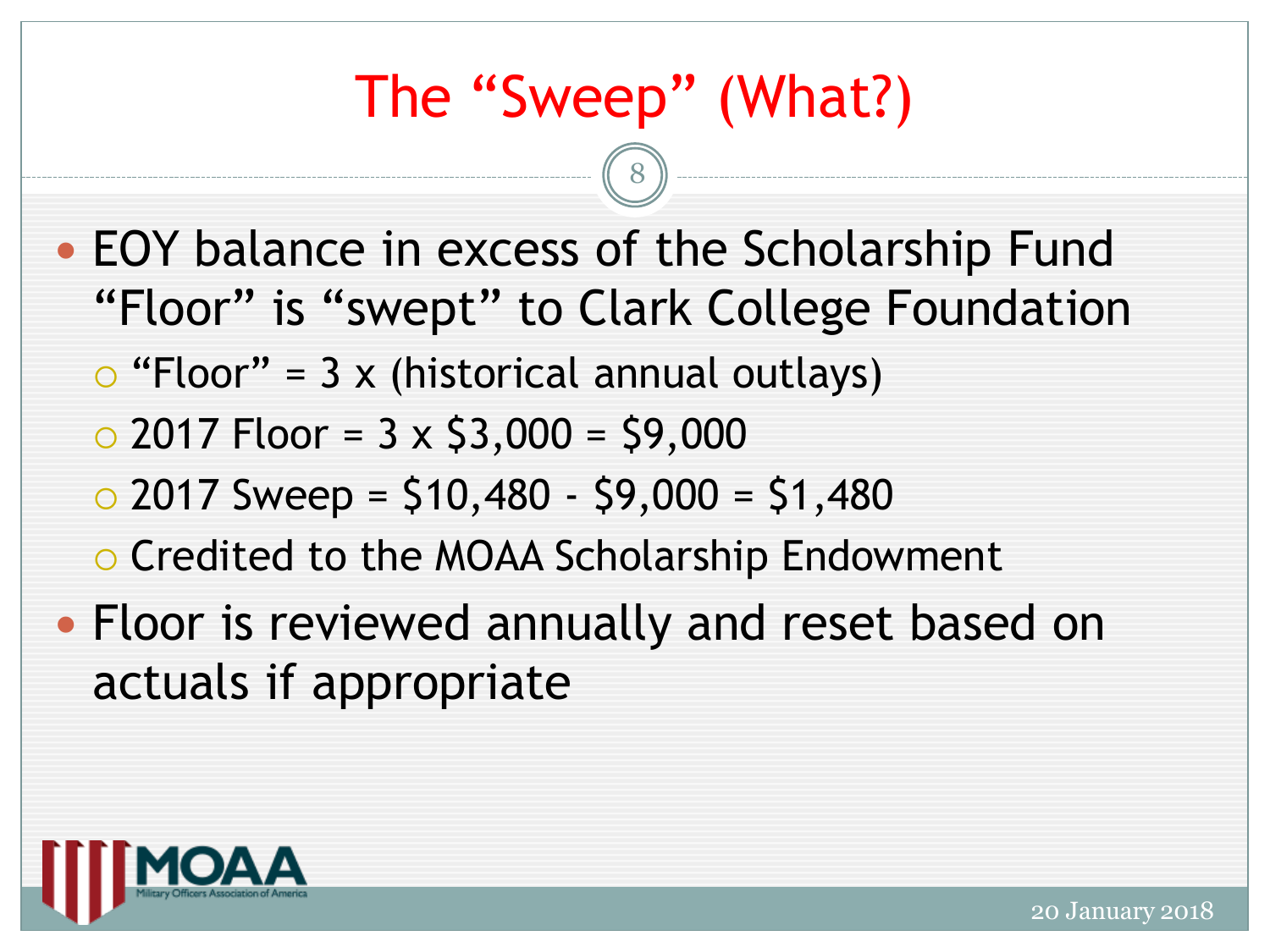# The "Sweep" (What?)

- EOY balance in excess of the Scholarship Fund "Floor" is "swept" to Clark College Foundation
  - "Floor" = 3 x (historical annual outlays)
  - 2017 Floor = 3 x $3,000 = $9,000
  - 2017 Sweep = $10,480 - $9,000 = $1,480
  - Credited to the MOAA Scholarship Endowment
- Floor is reviewed annually and reset based on actuals if appropriate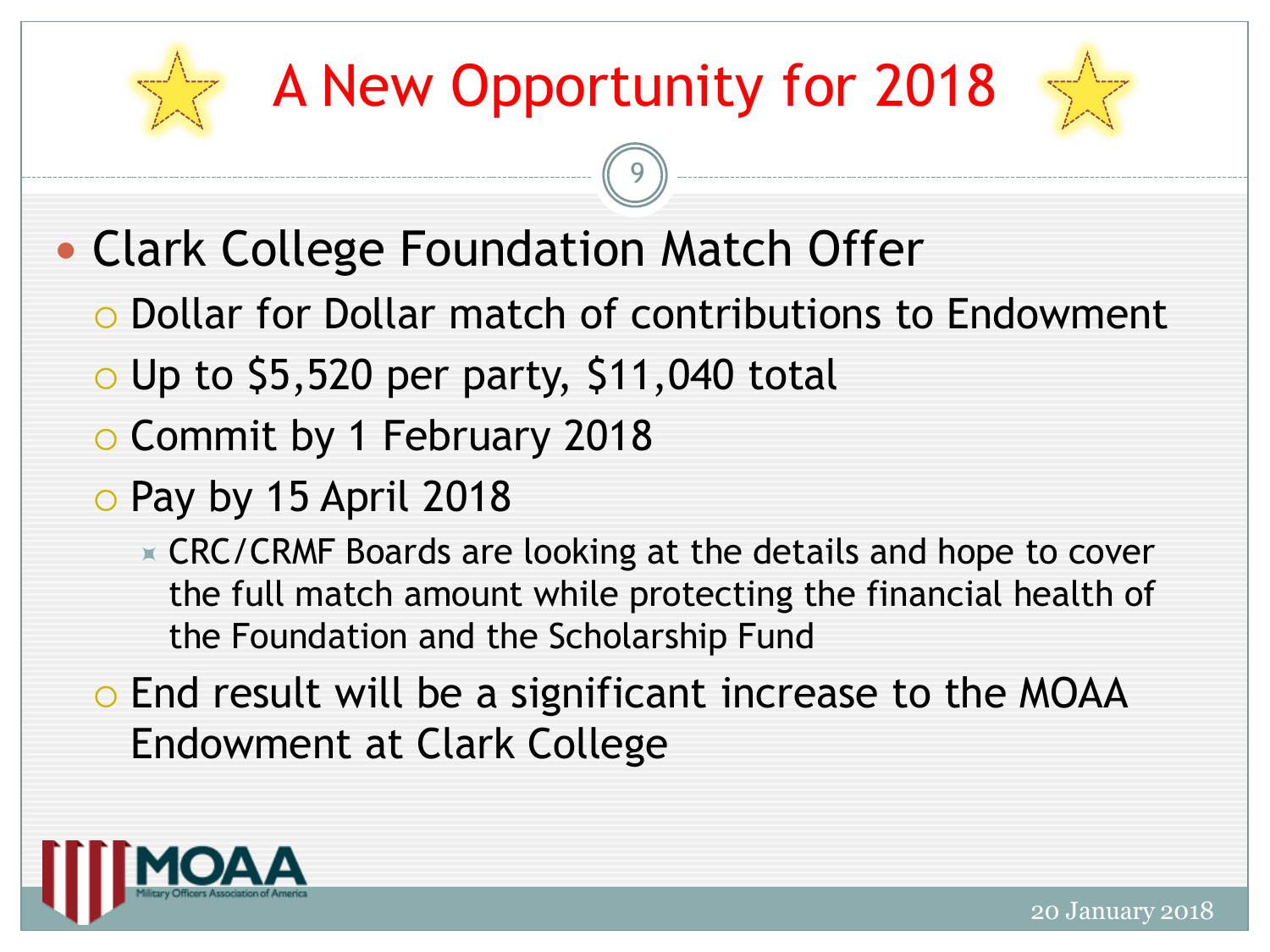# A New Opportunity for 2018

- Clark College Foundation Match Offer
  - Dollar for Dollar match of contributions to Endowment
  - Up to $5,520 per party, $11,040 total
  - Commit by 1 February 2018
  - Pay by 15 April 2018
    - CRC/CRMF Boards are looking at the details and hope to cover the full match amount while protecting the financial health of the Foundation and the Scholarship Fund
  - End result will be a significant increase to the MOAA Endowment at Clark College

20 January 2018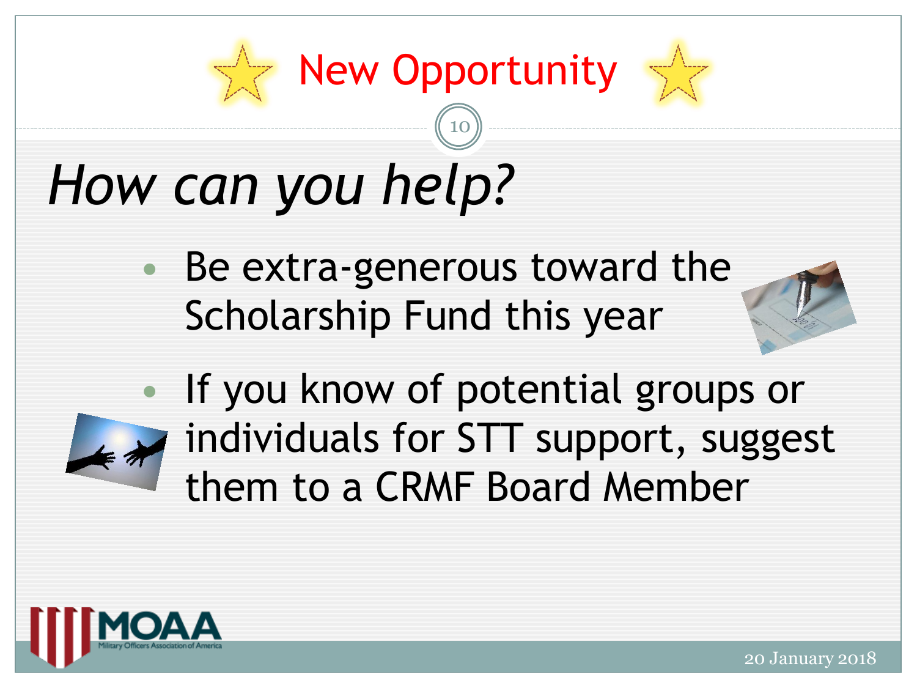# New Opportunity

## *How can you help?*

- Be extra-generous toward the Scholarship Fund this year
- If you know of potential groups or individuals for STT support, suggest them to a CRMF Board Member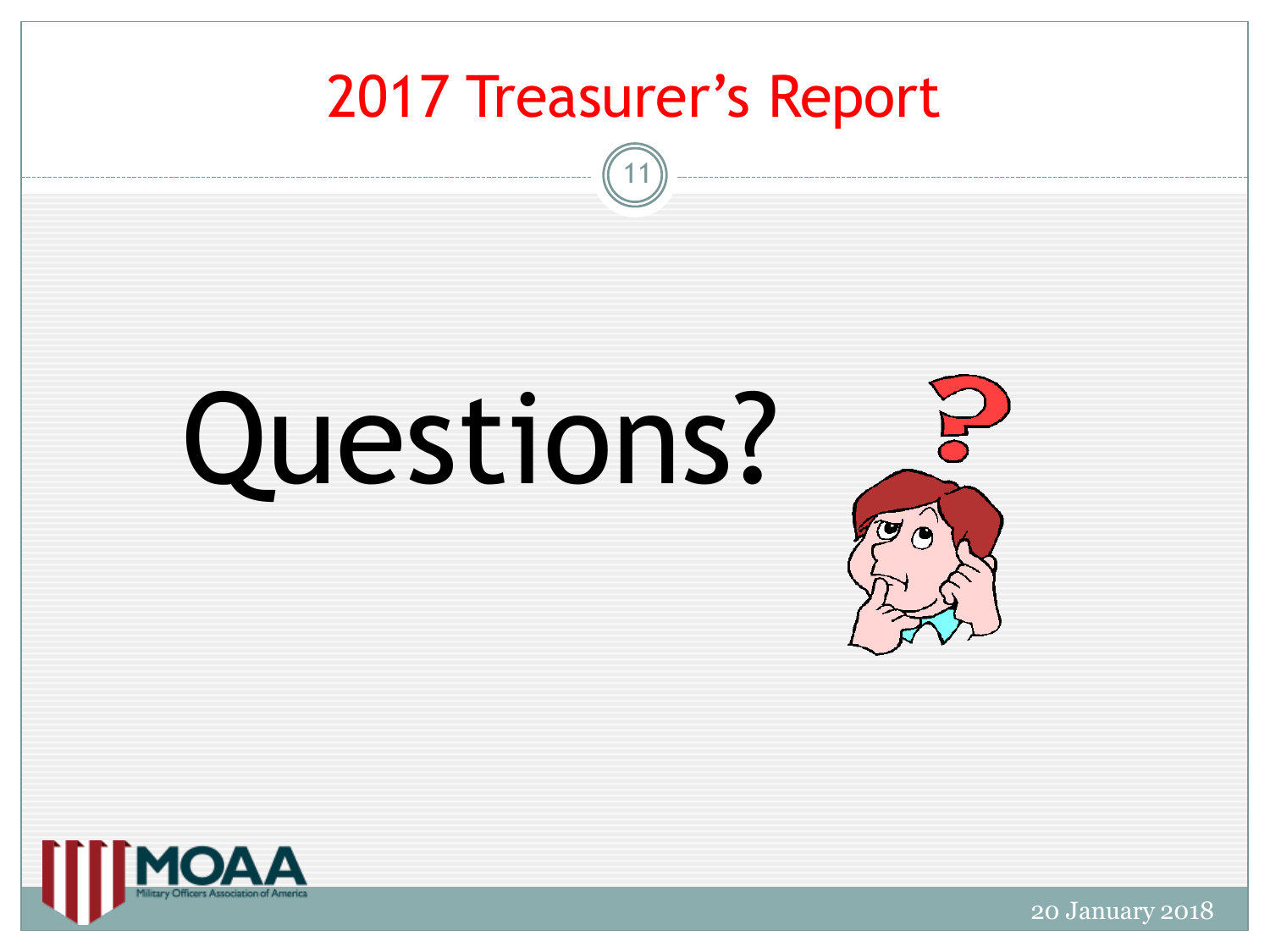# 2017 Treasurer's Report

Questions?